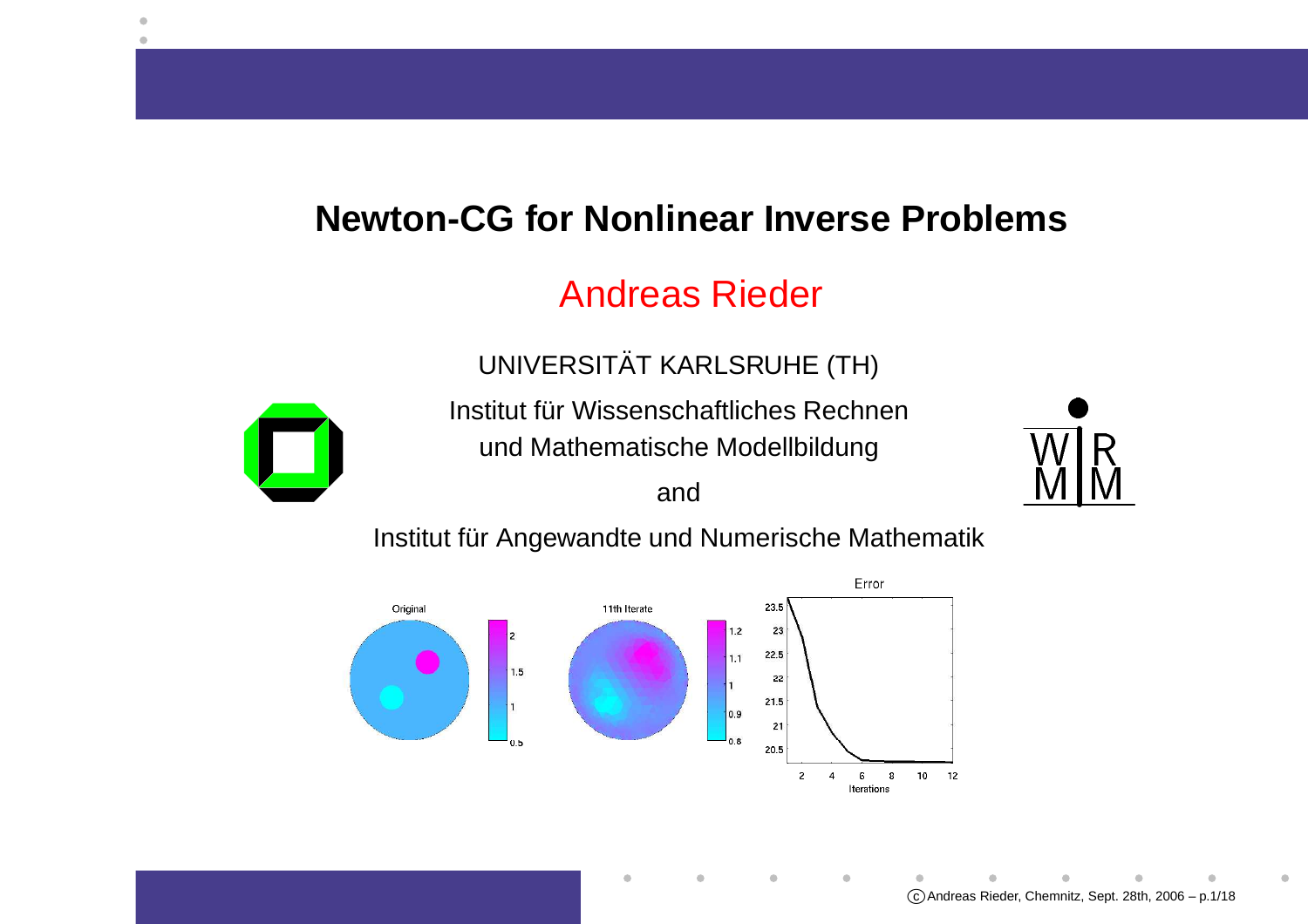# Newton-CG for Nonlinear Inverse Problems

Andreas Rieder

UNIVERSITÄT KARLSRUHE (TH)

Institut für Wissenschaftliches Rechnen
und Mathematische Modellbildung

and

Institut für Angewandte und Numerische Mathematik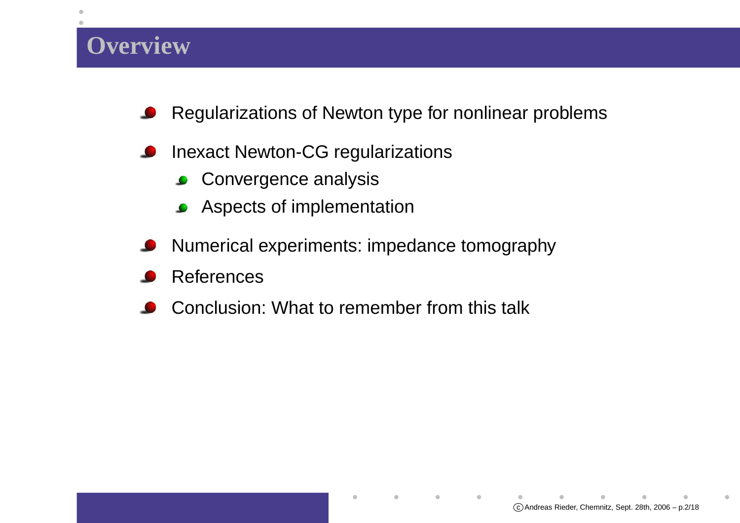# Overview

- Regularizations of Newton type for nonlinear problems
- Inexact Newton-CG regularizations
  - Convergence analysis
  - Aspects of implementation
- Numerical experiments: impedance tomography
- References
- Conclusion: What to remember from this talk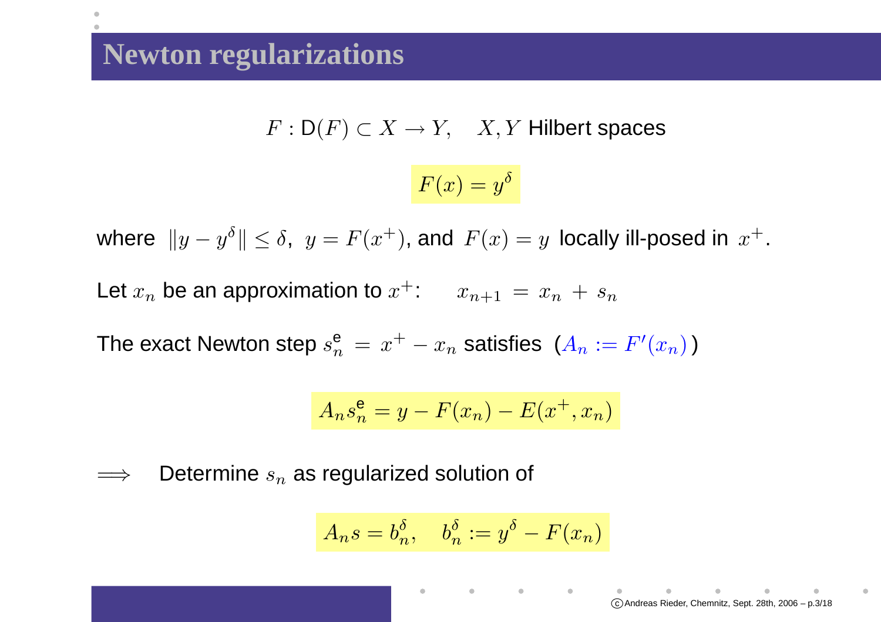# Newton regularizations

$$F : \mathrm{D}(F) \subset X \to Y, \quad X, Y \text{ Hilbert spaces}$$

$$F(x) = y^\delta$$

where $\|y - y^\delta\| \leq \delta$, $y = F(x^+)$, and $F(x) = y$ locally ill-posed in $x^+$.

Let $x_n$ be an approximation to $x^+$: $\quad x_{n+1} = x_n + s_n$

The exact Newton step $s_n^{\mathsf{e}} = x^+ - x_n$ satisfies ($A_n := F'(x_n)$)

$$A_n s_n^{\mathsf{e}} = y - F(x_n) - E(x^+, x_n)$$

$\Longrightarrow$ Determine $s_n$ as regularized solution of

$$A_n s = b_n^\delta, \quad b_n^\delta := y^\delta - F(x_n)$$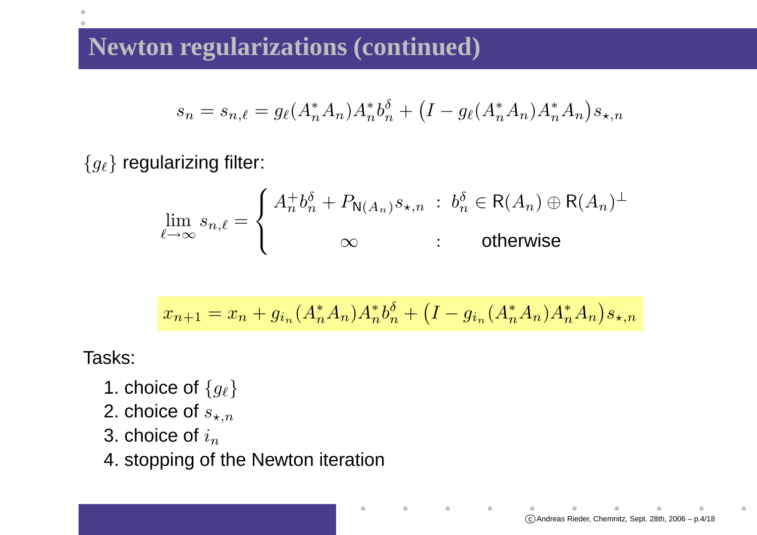# Newton regularizations (continued)

$$s_n = s_{n,\ell} = g_\ell(A_n^* A_n) A_n^* b_n^\delta + \big(I - g_\ell(A_n^* A_n) A_n^* A_n\big) s_{\star,n}$$

$\{g_\ell\}$ regularizing filter:

$$\lim_{\ell \to \infty} s_{n,\ell} = \begin{cases} A_n^+ b_n^\delta + P_{\mathsf{N}(A_n)} s_{\star,n} & : \; b_n^\delta \in \mathsf{R}(A_n) \oplus \mathsf{R}(A_n)^\perp \\ \infty & : \quad \text{otherwise} \end{cases}$$

$$x_{n+1} = x_n + g_{i_n}(A_n^* A_n) A_n^* b_n^\delta + \big(I - g_{i_n}(A_n^* A_n) A_n^* A_n\big) s_{\star,n}$$

Tasks:

1. choice of $\{g_\ell\}$
2. choice of $s_{\star,n}$
3. choice of $i_n$
4. stopping of the Newton iteration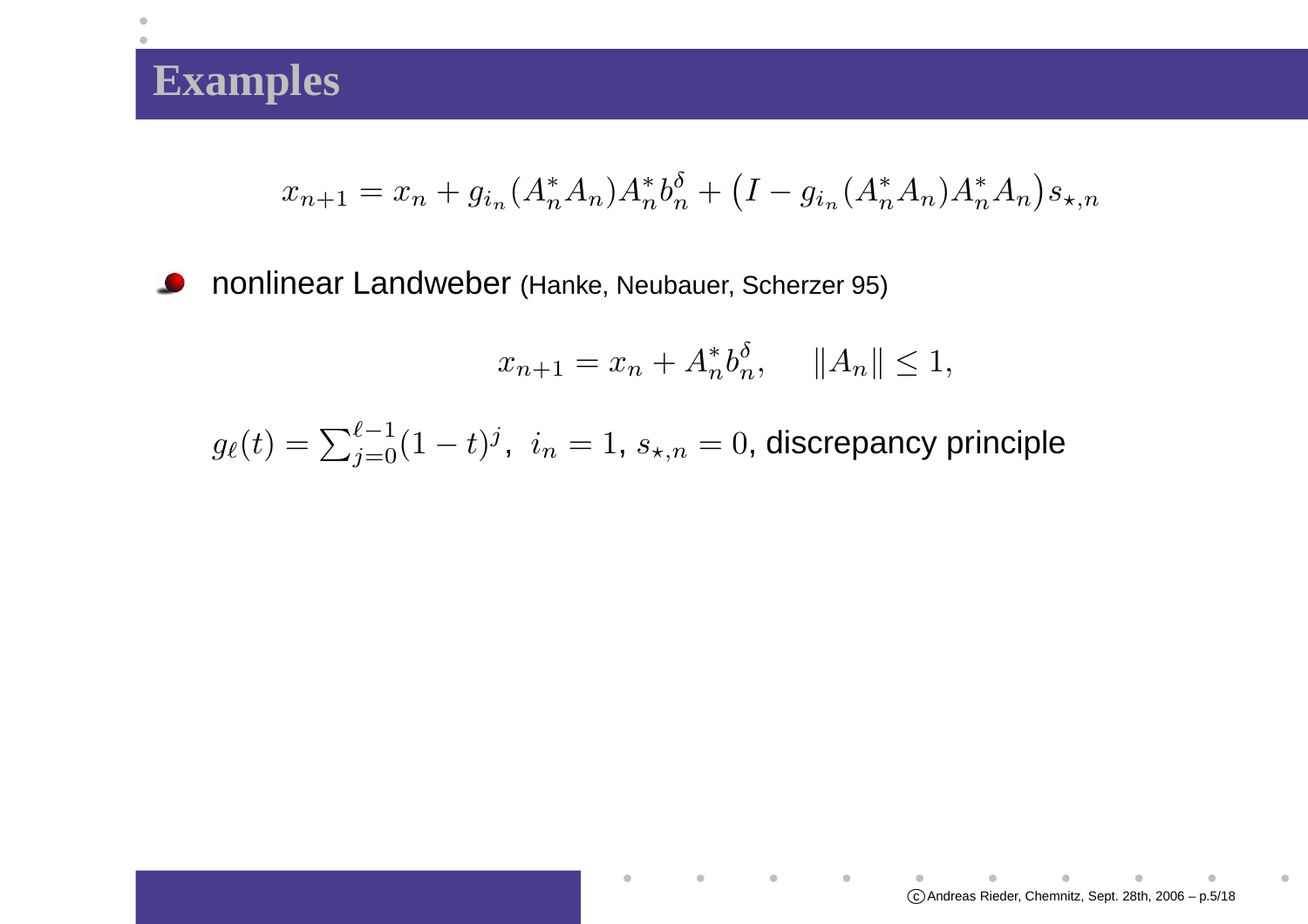# Examples

$$x_{n+1} = x_n + g_{i_n}(A_n^* A_n) A_n^* b_n^\delta + \big(I - g_{i_n}(A_n^* A_n) A_n^* A_n\big) s_{\star,n}$$

- nonlinear Landweber (Hanke, Neubauer, Scherzer 95)

$$x_{n+1} = x_n + A_n^* b_n^\delta, \quad \|A_n\| \leq 1,$$

$g_\ell(t) = \sum_{j=0}^{\ell-1} (1-t)^j$, $i_n = 1$, $s_{\star,n} = 0$, discrepancy principle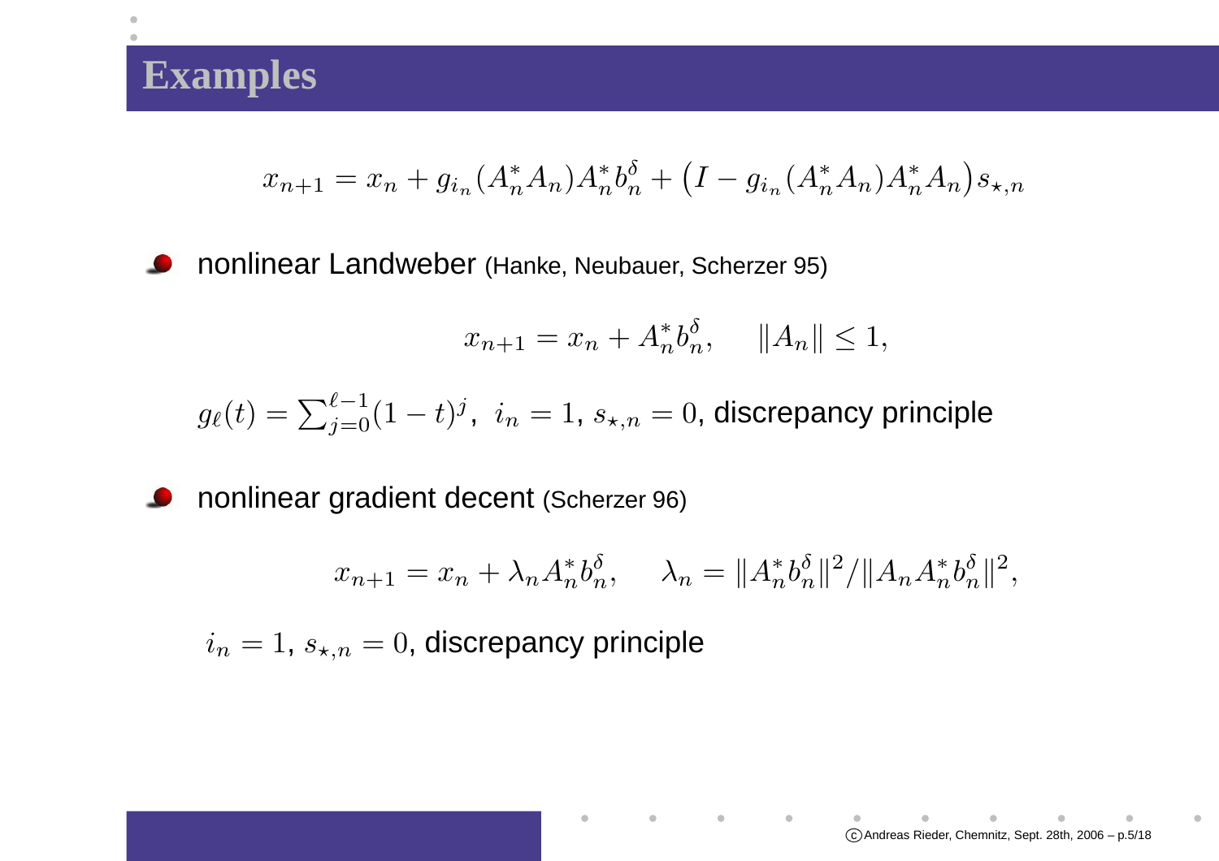# Examples

$$x_{n+1} = x_n + g_{i_n}(A_n^* A_n) A_n^* b_n^\delta + \big(I - g_{i_n}(A_n^* A_n) A_n^* A_n\big) s_{\star,n}$$

- nonlinear Landweber (Hanke, Neubauer, Scherzer 95)

$$x_{n+1} = x_n + A_n^* b_n^\delta, \qquad \|A_n\| \leq 1,$$

$g_\ell(t) = \sum_{j=0}^{\ell-1} (1-t)^j$, $i_n = 1$, $s_{\star,n} = 0$, discrepancy principle

- nonlinear gradient decent (Scherzer 96)

$$x_{n+1} = x_n + \lambda_n A_n^* b_n^\delta, \qquad \lambda_n = \|A_n^* b_n^\delta\|^2 / \|A_n A_n^* b_n^\delta\|^2,$$

$i_n = 1$, $s_{\star,n} = 0$, discrepancy principle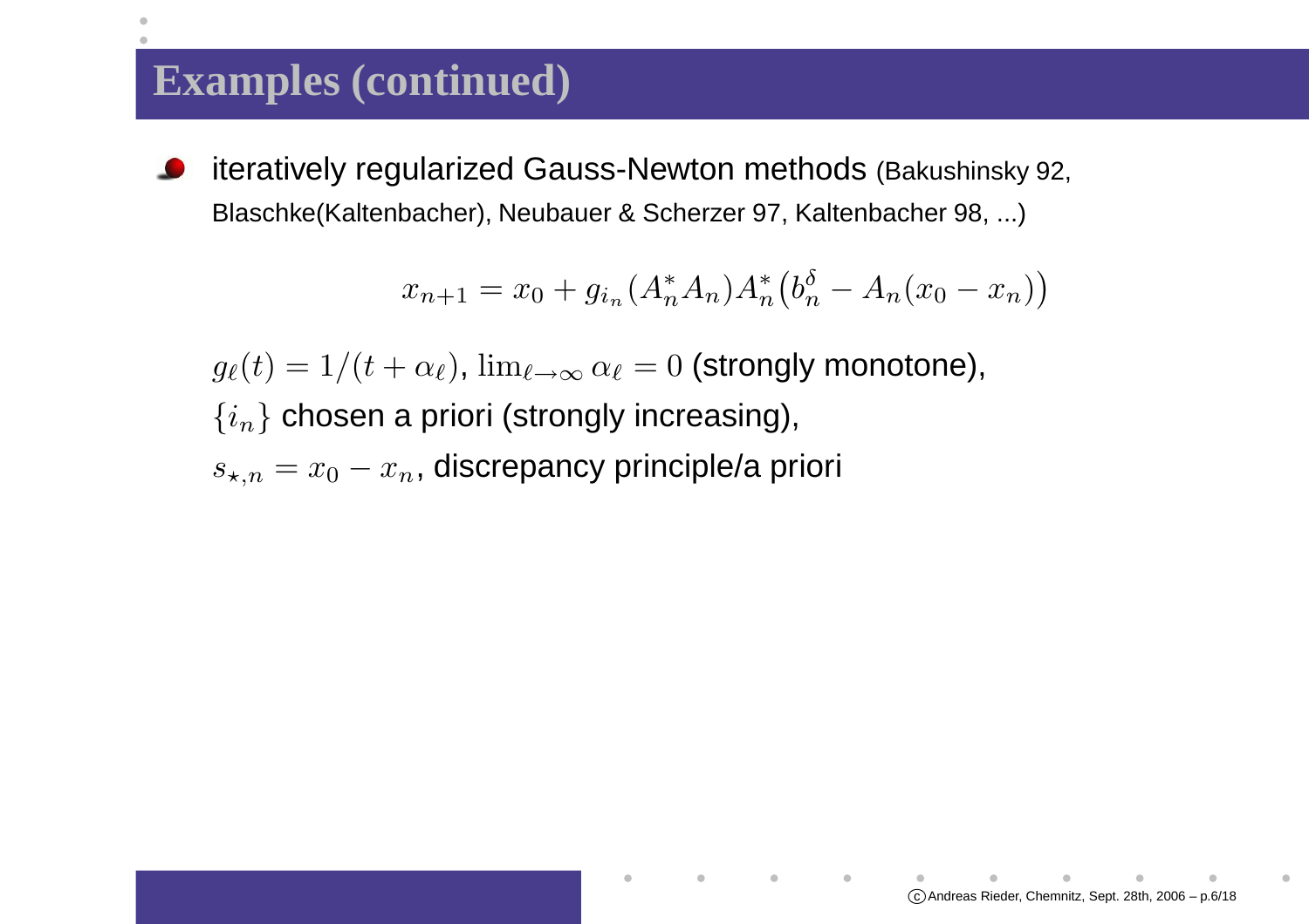# Examples (continued)

- iteratively regularized Gauss-Newton methods (Bakushinsky 92, Blaschke(Kaltenbacher), Neubauer & Scherzer 97, Kaltenbacher 98, ...)

$$x_{n+1} = x_0 + g_{i_n}(A_n^* A_n) A_n^* \big( b_n^\delta - A_n(x_0 - x_n) \big)$$

$g_\ell(t) = 1/(t + \alpha_\ell)$, $\lim_{\ell \to \infty} \alpha_\ell = 0$ (strongly monotone),

$\{i_n\}$ chosen a priori (strongly increasing),

$s_{\star,n} = x_0 - x_n$, discrepancy principle/a priori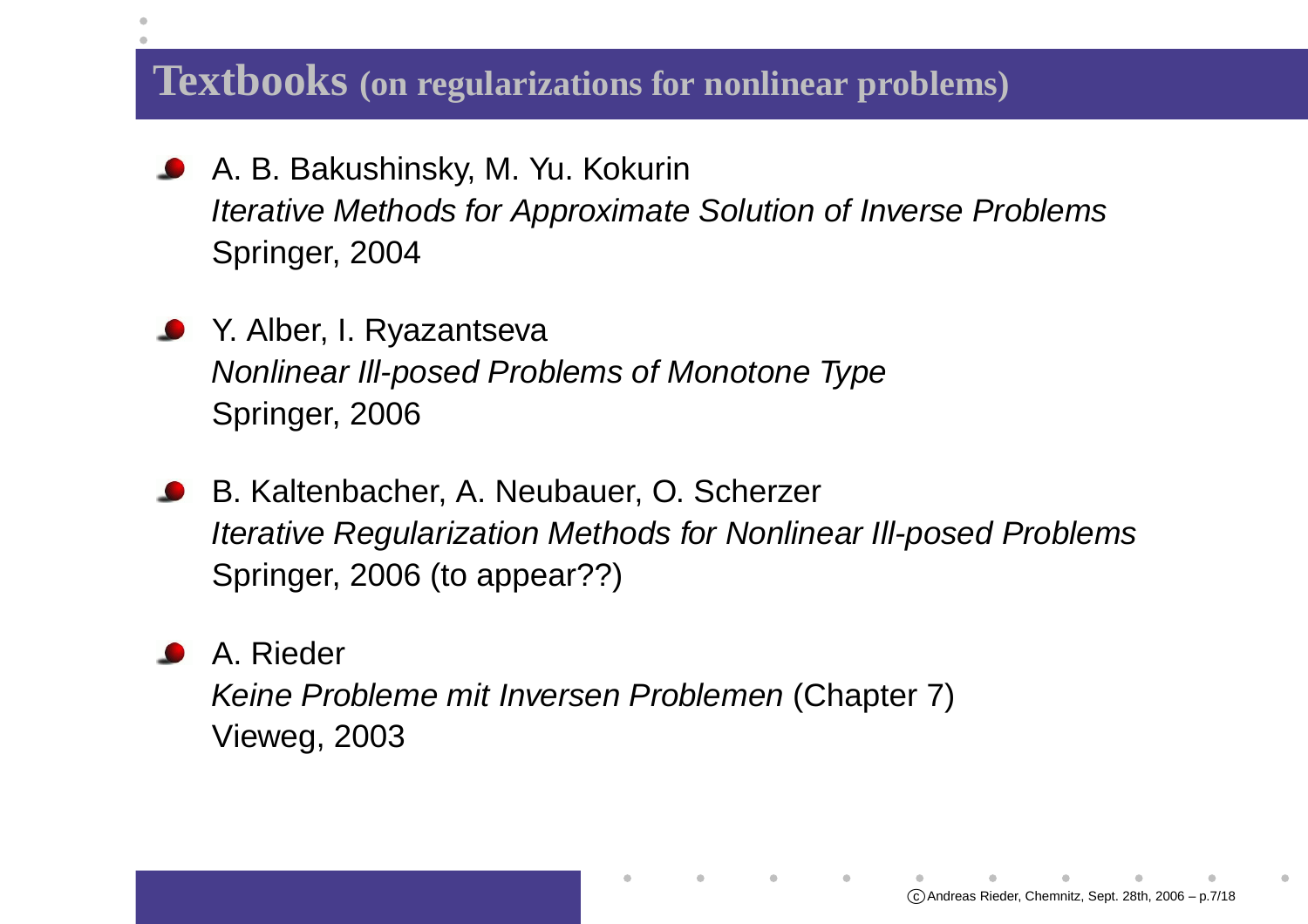# Textbooks (on regularizations for nonlinear problems)

- A. B. Bakushinsky, M. Yu. Kokurin
  *Iterative Methods for Approximate Solution of Inverse Problems*
  Springer, 2004

- Y. Alber, I. Ryazantseva
  *Nonlinear Ill-posed Problems of Monotone Type*
  Springer, 2006

- B. Kaltenbacher, A. Neubauer, O. Scherzer
  *Iterative Regularization Methods for Nonlinear Ill-posed Problems*
  Springer, 2006 (to appear??)

- A. Rieder
  *Keine Probleme mit Inversen Problemen* (Chapter 7)
  Vieweg, 2003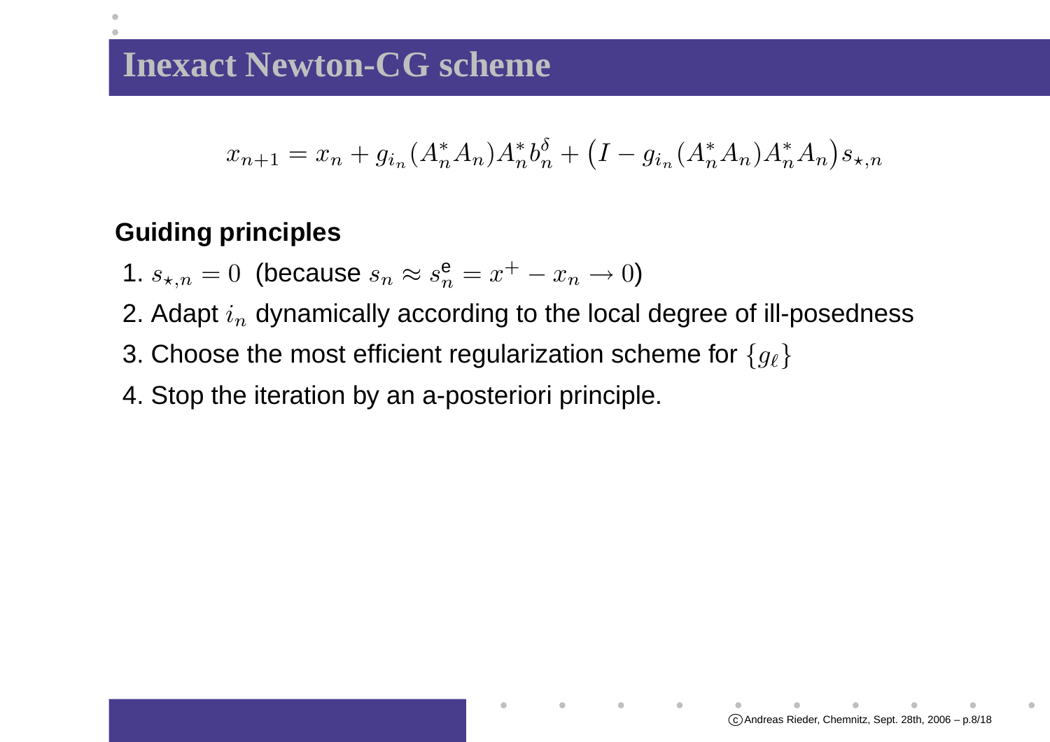# Inexact Newton-CG scheme

$$x_{n+1} = x_n + g_{i_n}(A_n^* A_n) A_n^* b_n^\delta + \big(I - g_{i_n}(A_n^* A_n) A_n^* A_n\big) s_{\star,n}$$

**Guiding principles**

1. $s_{\star,n} = 0$ (because $s_n \approx s_n^{\mathsf{e}} = x^+ - x_n \to 0$)
2. Adapt $i_n$ dynamically according to the local degree of ill-posedness
3. Choose the most efficient regularization scheme for $\{g_\ell\}$
4. Stop the iteration by an a-posteriori principle.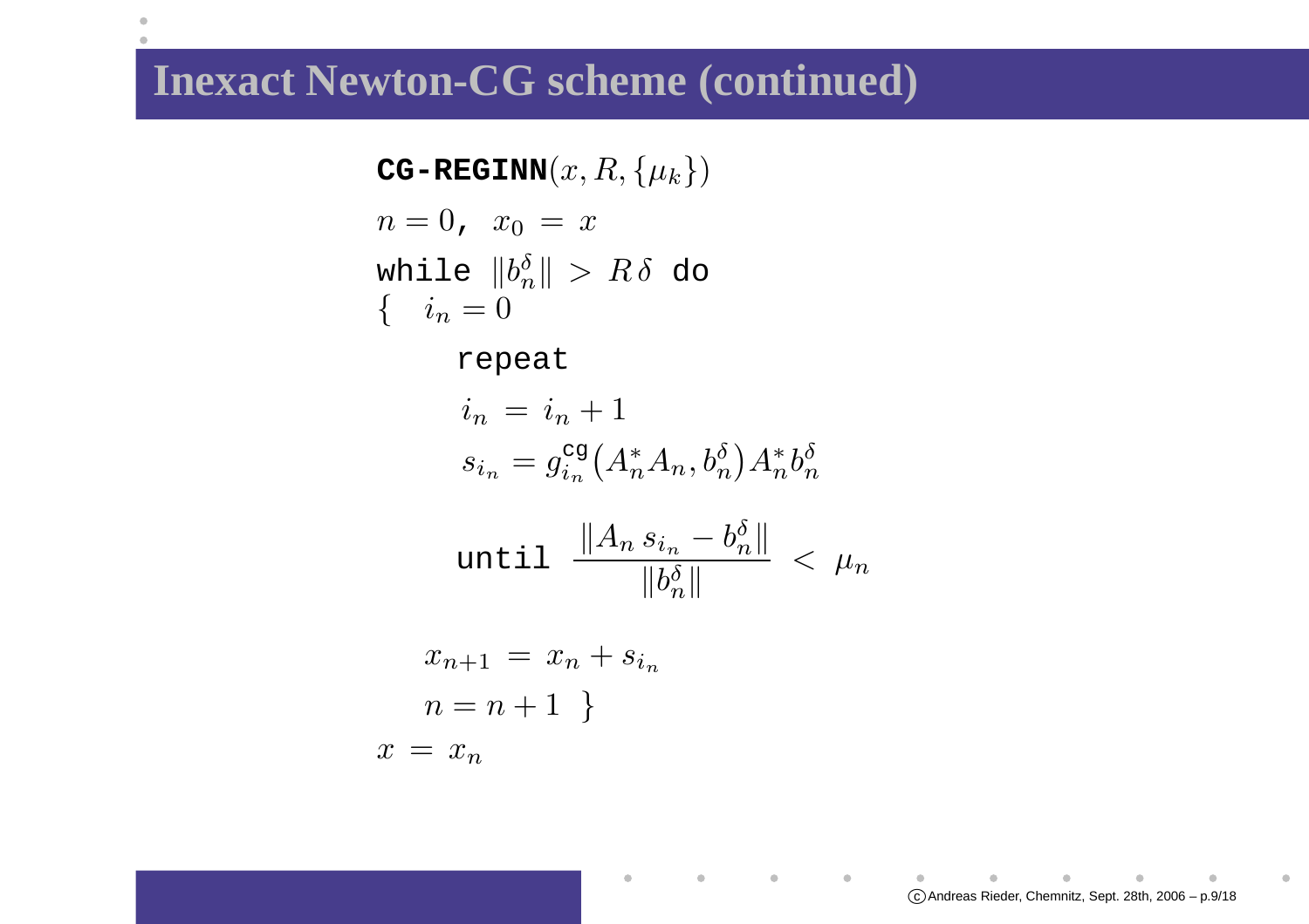# Inexact Newton-CG scheme (continued)

**CG-REGINN**$(x, R, \{\mu_k\})$

$n = 0$, $x_0 = x$

while $\|b_n^\delta\| > R\,\delta$ do

$\{$ $i_n = 0$

  repeat

  $i_n = i_n + 1$

  $s_{i_n} = g_{i_n}^{\text{cg}}\big(A_n^* A_n, b_n^\delta\big) A_n^* b_n^\delta$

  until $\dfrac{\|A_n\, s_{i_n} - b_n^\delta\|}{\|b_n^\delta\|} < \mu_n$

 $x_{n+1} = x_n + s_{i_n}$

 $n = n + 1$ $\}$

$x = x_n$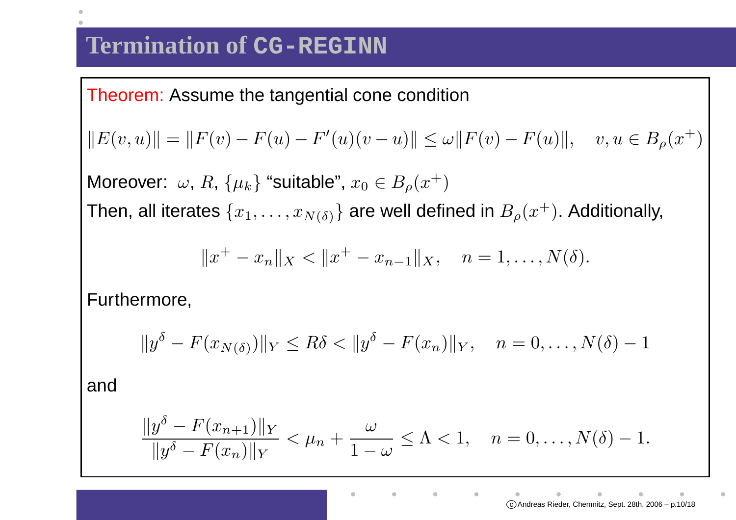# Termination of CG-REGINN

**Theorem:** Assume the tangential cone condition

$$\|E(v,u)\| = \|F(v) - F(u) - F'(u)(v-u)\| \le \omega \|F(v) - F(u)\|, \quad v,u \in B_\rho(x^+)$$

Moreover: $\omega$, $R$, $\{\mu_k\}$ "suitable", $x_0 \in B_\rho(x^+)$

Then, all iterates $\{x_1, \ldots, x_{N(\delta)}\}$ are well defined in $B_\rho(x^+)$. Additionally,

$$\|x^+ - x_n\|_X < \|x^+ - x_{n-1}\|_X, \quad n = 1, \ldots, N(\delta).$$

Furthermore,

$$\|y^\delta - F(x_{N(\delta)})\|_Y \le R\delta < \|y^\delta - F(x_n)\|_Y, \quad n = 0, \ldots, N(\delta) - 1$$

and

$$\frac{\|y^\delta - F(x_{n+1})\|_Y}{\|y^\delta - F(x_n)\|_Y} < \mu_n + \frac{\omega}{1-\omega} \le \Lambda < 1, \quad n = 0, \ldots, N(\delta) - 1.$$

©Andreas Rieder, Chemnitz, Sept. 28th, 2006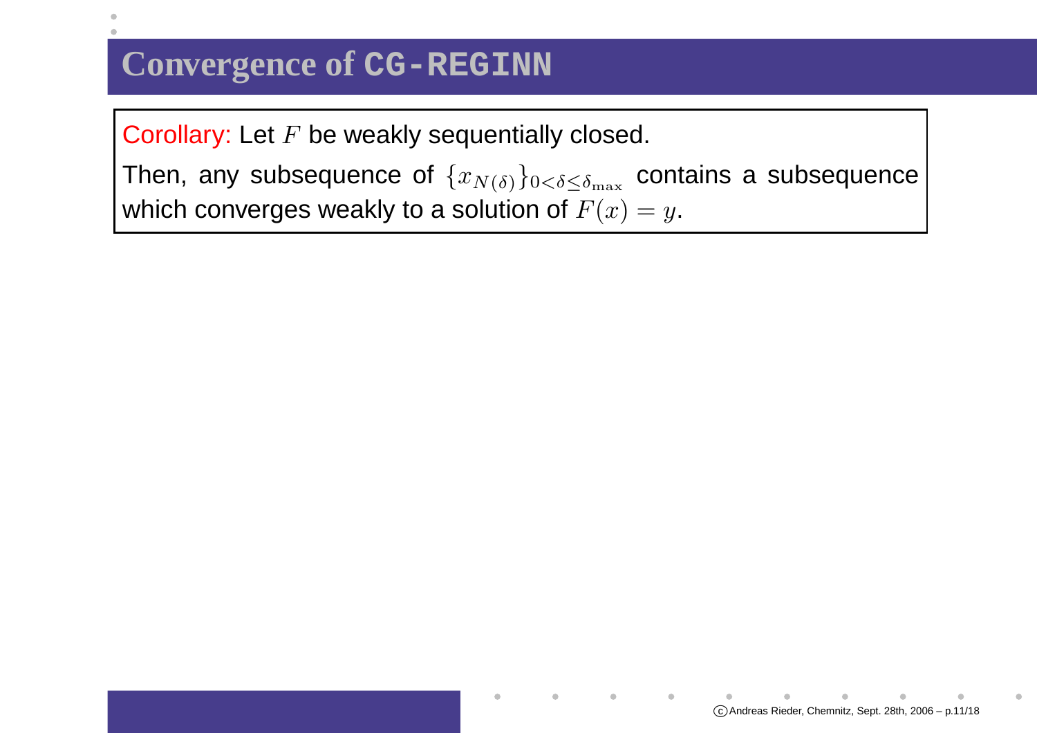# Convergence of CG-REGINN

**Corollary:** Let $F$ be weakly sequentially closed.

Then, any subsequence of $\{x_{N(\delta)}\}_{0<\delta\leq\delta_{\max}}$ contains a subsequence which converges weakly to a solution of $F(x) = y$.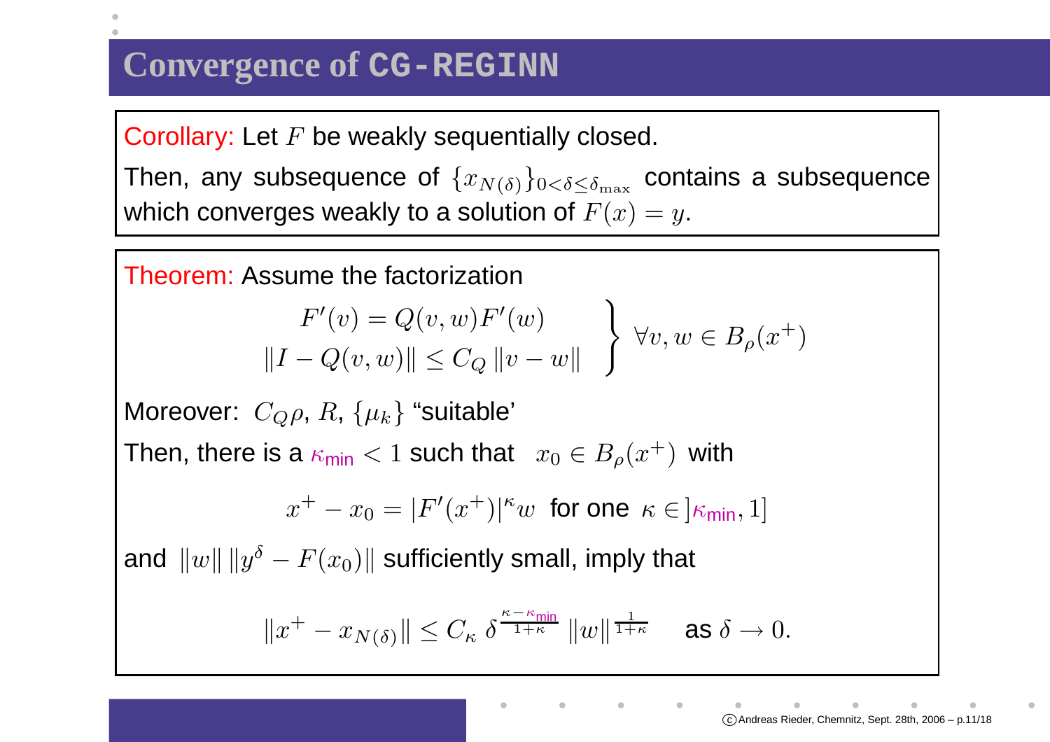# Convergence of CG-REGINN

**Corollary:** Let $F$ be weakly sequentially closed.

Then, any subsequence of $\{x_{N(\delta)}\}_{0<\delta\leq\delta_{\max}}$ contains a subsequence which converges weakly to a solution of $F(x) = y$.

**Theorem:** Assume the factorization

$$\left.\begin{aligned} F'(v) &= Q(v,w)F'(w) \\ \|I - Q(v,w)\| &\leq C_Q \, \|v - w\| \end{aligned}\right\} \; \forall v, w \in B_\rho(x^+)$$

Moreover: $C_Q\rho$, $R$, $\{\mu_k\}$ “suitable’

Then, there is a $\kappa_{\text{min}} < 1$ such that $x_0 \in B_\rho(x^+)$ with

$$x^+ - x_0 = |F'(x^+)|^\kappa w \;\text{ for one }\; \kappa \in ]\kappa_{\text{min}}, 1]$$

and $\|w\| \, \|y^\delta - F(x_0)\|$ sufficiently small, imply that

$$\|x^+ - x_{N(\delta)}\| \leq C_\kappa \, \delta^{\frac{\kappa - \kappa_{\text{min}}}{1+\kappa}} \, \|w\|^{\frac{1}{1+\kappa}} \quad \text{as } \delta \to 0.$$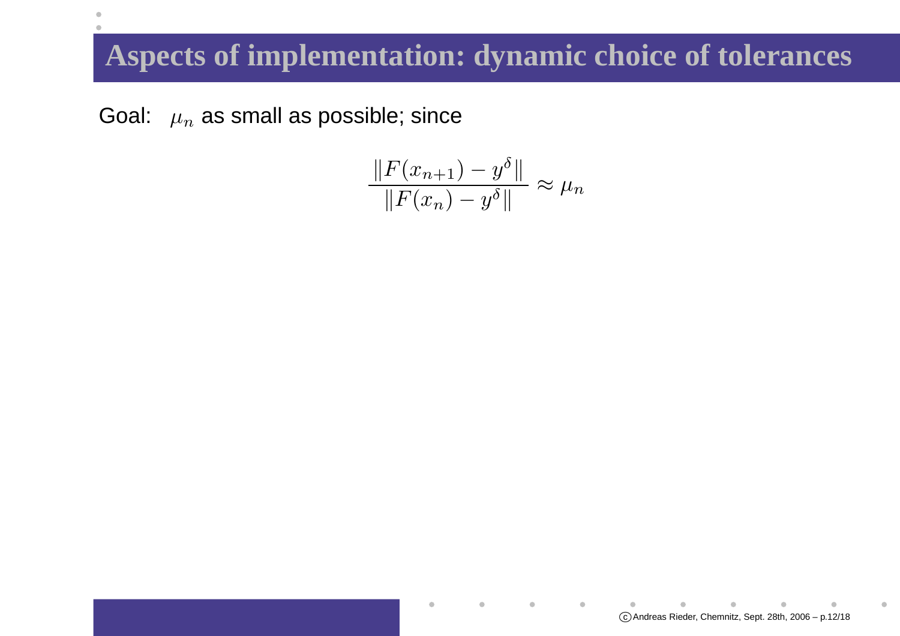# Aspects of implementation: dynamic choice of tolerances

Goal: $\mu_n$ as small as possible; since

$$\frac{\|F(x_{n+1}) - y^\delta\|}{\|F(x_n) - y^\delta\|} \approx \mu_n$$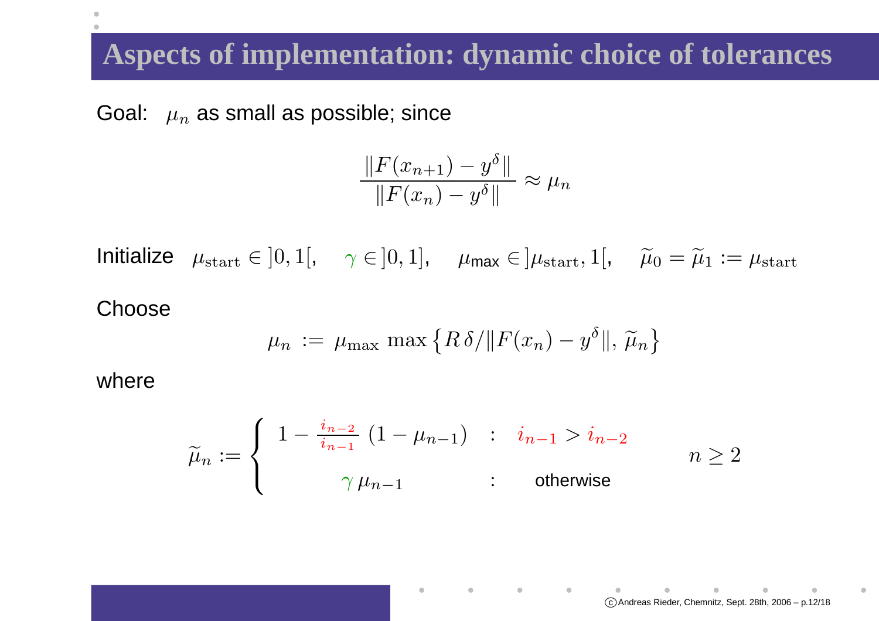# Aspects of implementation: dynamic choice of tolerances

Goal: $\mu_n$ as small as possible; since

$$\frac{\|F(x_{n+1}) - y^\delta\|}{\|F(x_n) - y^\delta\|} \approx \mu_n$$

Initialize $\mu_{\text{start}} \in ]0,1[, \quad \gamma \in ]0,1], \quad \mu_{\text{max}} \in ]\mu_{\text{start}}, 1[, \quad \widetilde{\mu}_0 = \widetilde{\mu}_1 := \mu_{\text{start}}$

Choose

$$\mu_n := \mu_{\max} \max\left\{R\,\delta/\|F(x_n) - y^\delta\|,\, \widetilde{\mu}_n\right\}$$

where

$$\widetilde{\mu}_n := \begin{cases} 1 - \frac{i_{n-2}}{i_{n-1}}\,(1-\mu_{n-1}) & : \quad i_{n-1} > i_{n-2} \\ \gamma\,\mu_{n-1} & : \quad \text{otherwise} \end{cases} \qquad n \geq 2$$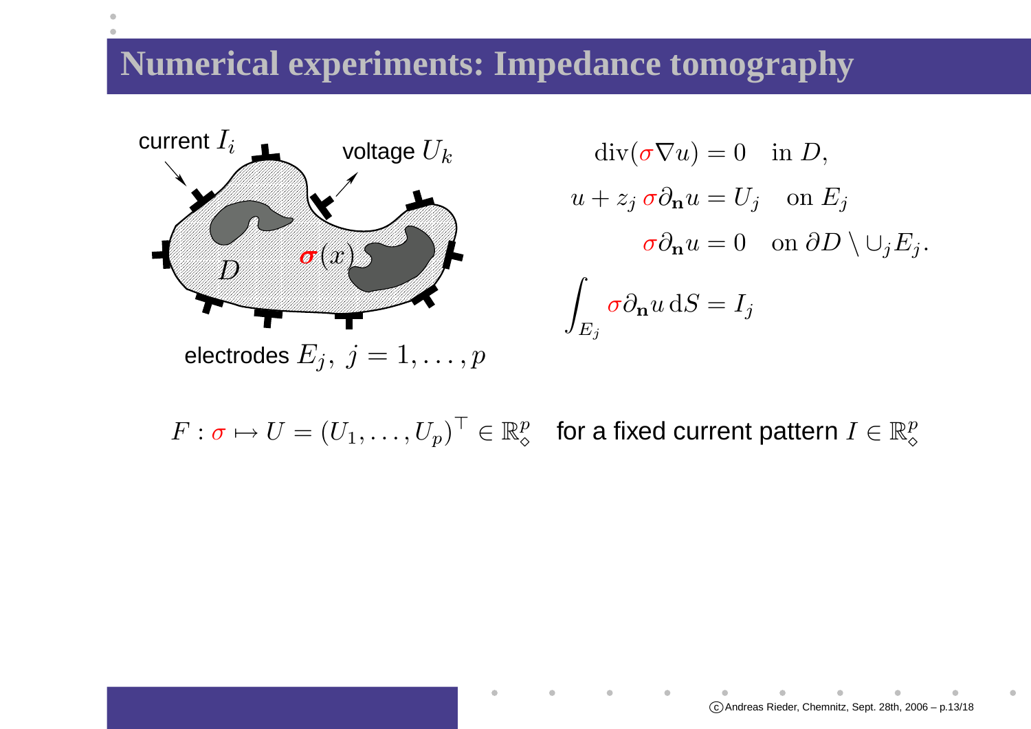# Numerical experiments: Impedance tomography

current $I_i$ voltage $U_k$

$D$ $\sigma(x)$

electrodes $E_j,\ j = 1, \ldots, p$

$$
\begin{aligned}
\operatorname{div}(\sigma \nabla u) &= 0 \quad \text{in } D, \\
u + z_j\, \sigma \partial_{\mathbf{n}} u &= U_j \quad \text{on } E_j \\
\sigma \partial_{\mathbf{n}} u &= 0 \quad \text{on } \partial D \setminus \cup_j E_j .
\end{aligned}
$$

$$
\int_{E_j} \sigma \partial_{\mathbf{n}} u \, \mathrm{d}S = I_j
$$

$F : \sigma \mapsto U = (U_1, \ldots, U_p)^\top \in \mathbb{R}^p_\diamond$ for a fixed current pattern $I \in \mathbb{R}^p_\diamond$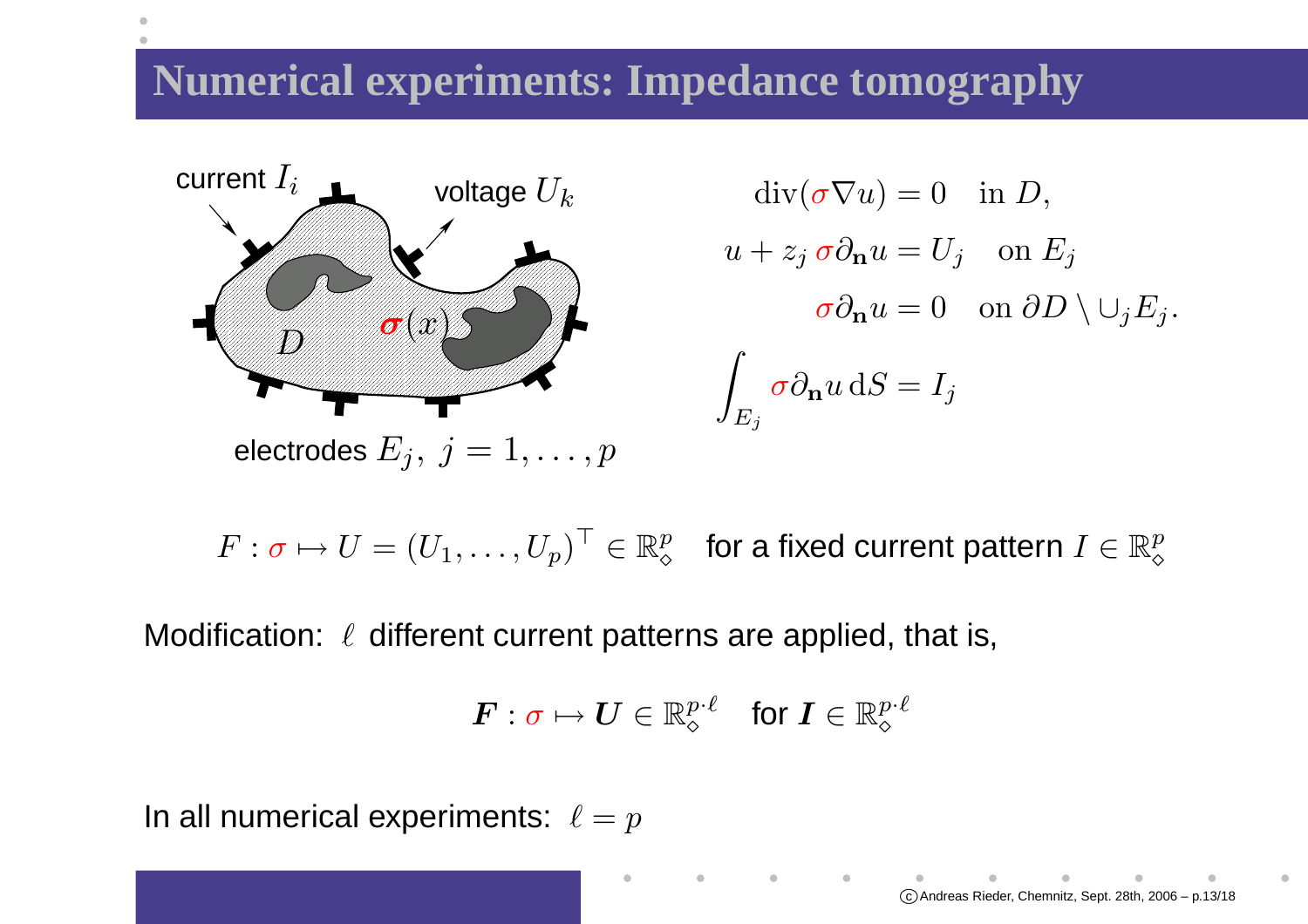# Numerical experiments: Impedance tomography

current $I_i$ — voltage $U_k$ — $D$ — $\sigma(x)$

electrodes $E_j,\ j = 1, \ldots, p$

$$
\begin{aligned}
\operatorname{div}(\sigma \nabla u) &= 0 \quad \text{in } D, \\
u + z_j\, \sigma \partial_{\mathbf{n}} u &= U_j \quad \text{on } E_j \\
\sigma \partial_{\mathbf{n}} u &= 0 \quad \text{on } \partial D \setminus \cup_j E_j. \\
\int_{E_j} \sigma \partial_{\mathbf{n}} u \, \mathrm{d}S &= I_j
\end{aligned}
$$

$$F : \sigma \mapsto U = (U_1, \ldots, U_p)^\top \in \mathbb{R}^p_\diamond \quad \text{for a fixed current pattern } I \in \mathbb{R}^p_\diamond$$

Modification: $\ell$ different current patterns are applied, that is,

$$\boldsymbol{F} : \sigma \mapsto \boldsymbol{U} \in \mathbb{R}^{p \cdot \ell}_\diamond \quad \text{for } \boldsymbol{I} \in \mathbb{R}^{p \cdot \ell}_\diamond$$

In all numerical experiments: $\ell = p$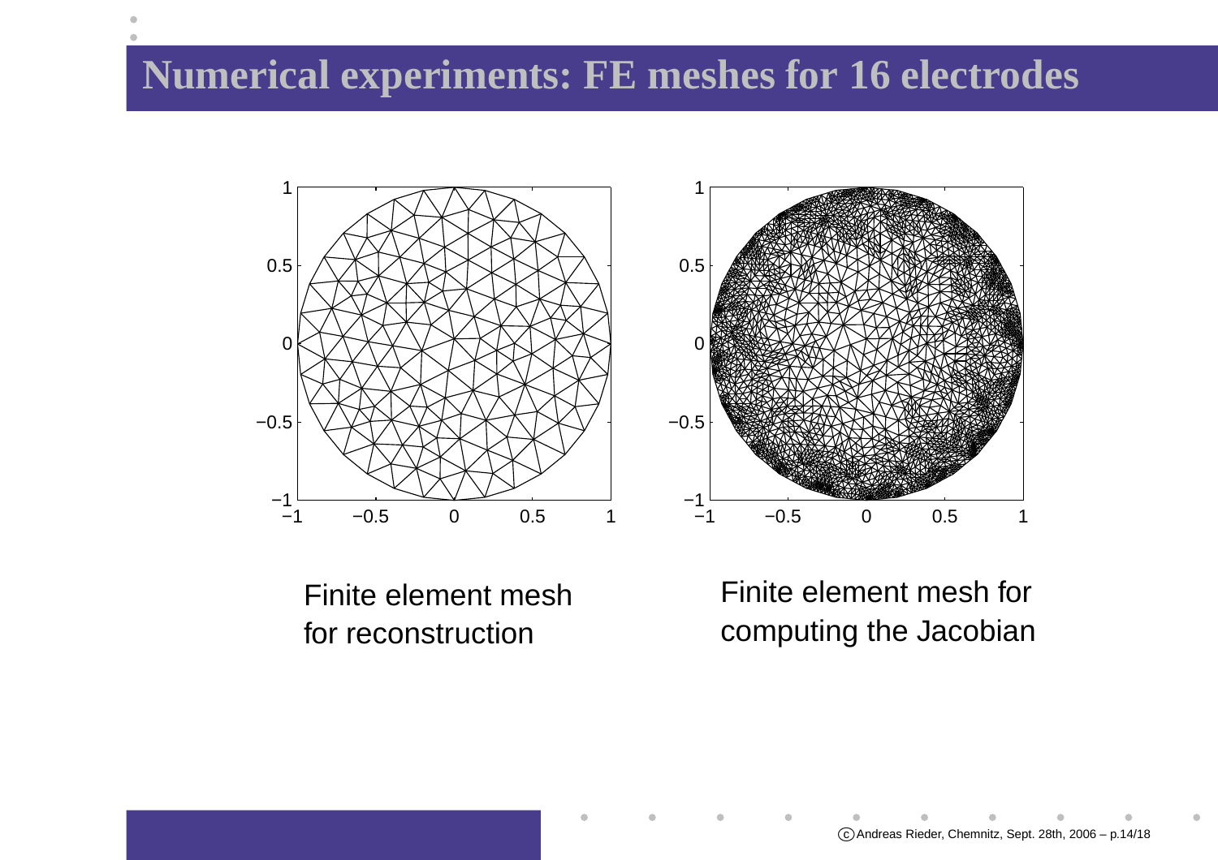# Numerical experiments: FE meshes for 16 electrodes

Finite element mesh for reconstruction

Finite element mesh for computing the Jacobian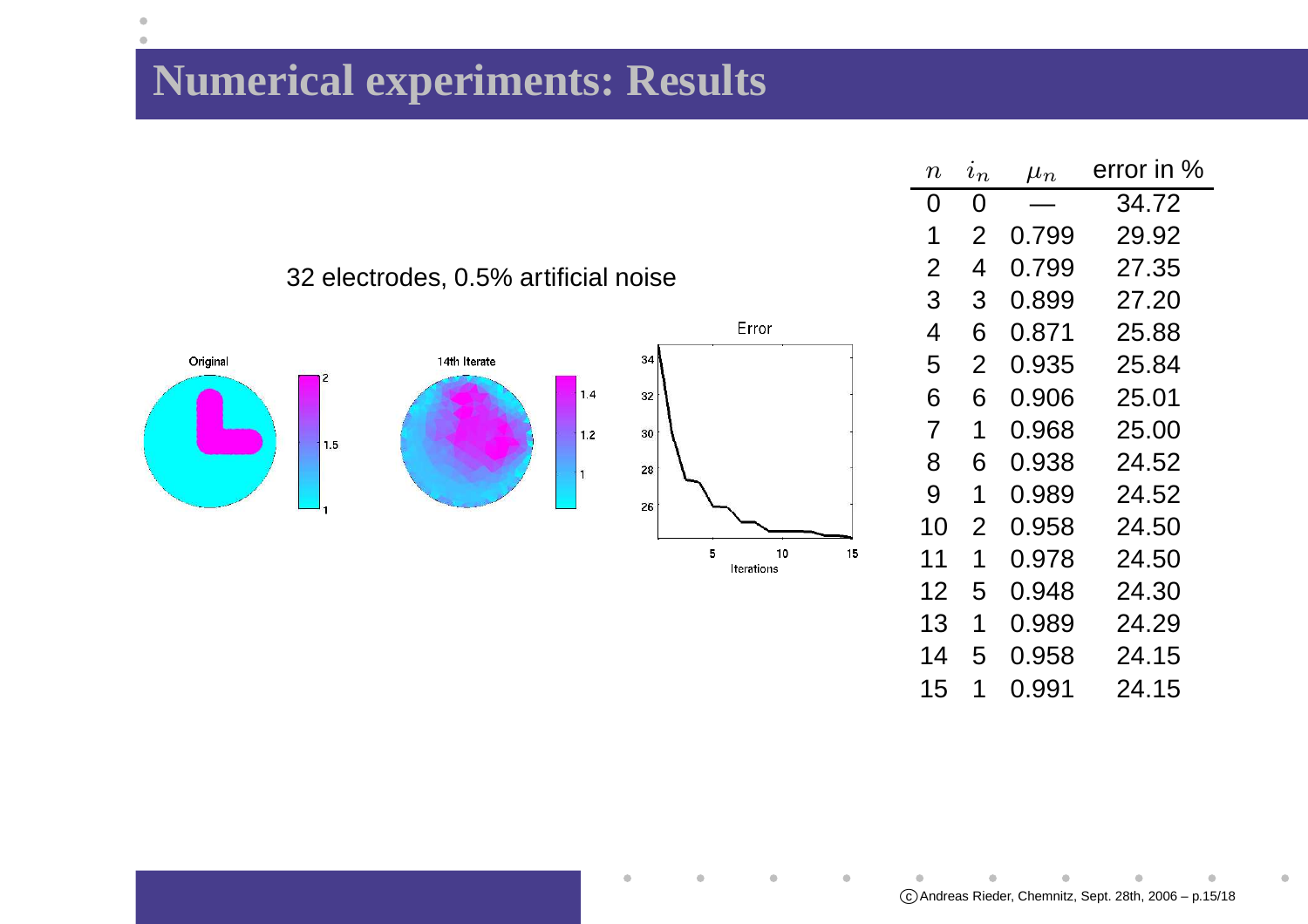# Numerical experiments: Results

32 electrodes, 0.5% artificial noise

| $n$ | $i_n$ | $\mu_n$ | error in % |
|---|---|---|---|
| 0 | 0 | — | 34.72 |
| 1 | 2 | 0.799 | 29.92 |
| 2 | 4 | 0.799 | 27.35 |
| 3 | 3 | 0.899 | 27.20 |
| 4 | 6 | 0.871 | 25.88 |
| 5 | 2 | 0.935 | 25.84 |
| 6 | 6 | 0.906 | 25.01 |
| 7 | 1 | 0.968 | 25.00 |
| 8 | 6 | 0.938 | 24.52 |
| 9 | 1 | 0.989 | 24.52 |
| 10 | 2 | 0.958 | 24.50 |
| 11 | 1 | 0.978 | 24.50 |
| 12 | 5 | 0.948 | 24.30 |
| 13 | 1 | 0.989 | 24.29 |
| 14 | 5 | 0.958 | 24.15 |
| 15 | 1 | 0.991 | 24.15 |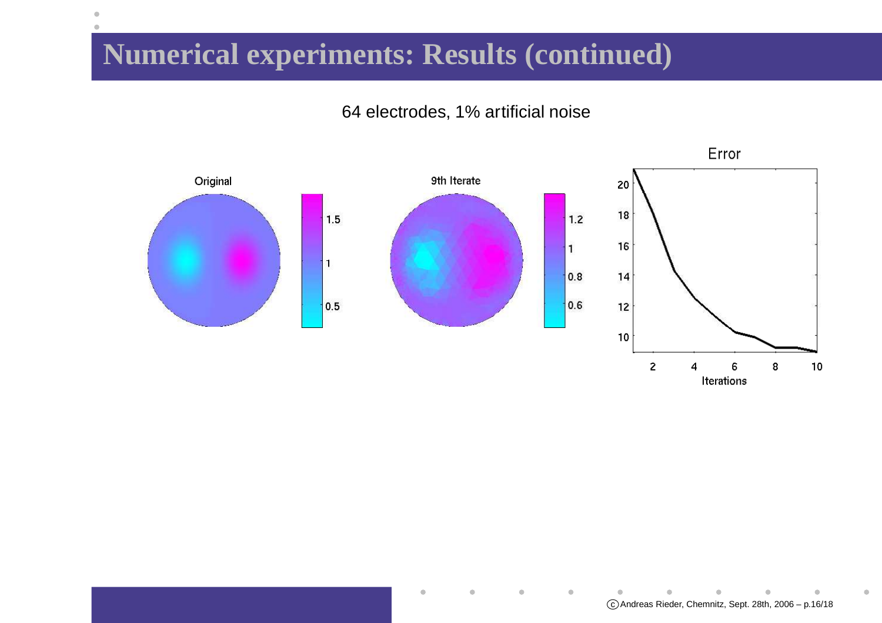# Numerical experiments: Results (continued)

64 electrodes, 1% artificial noise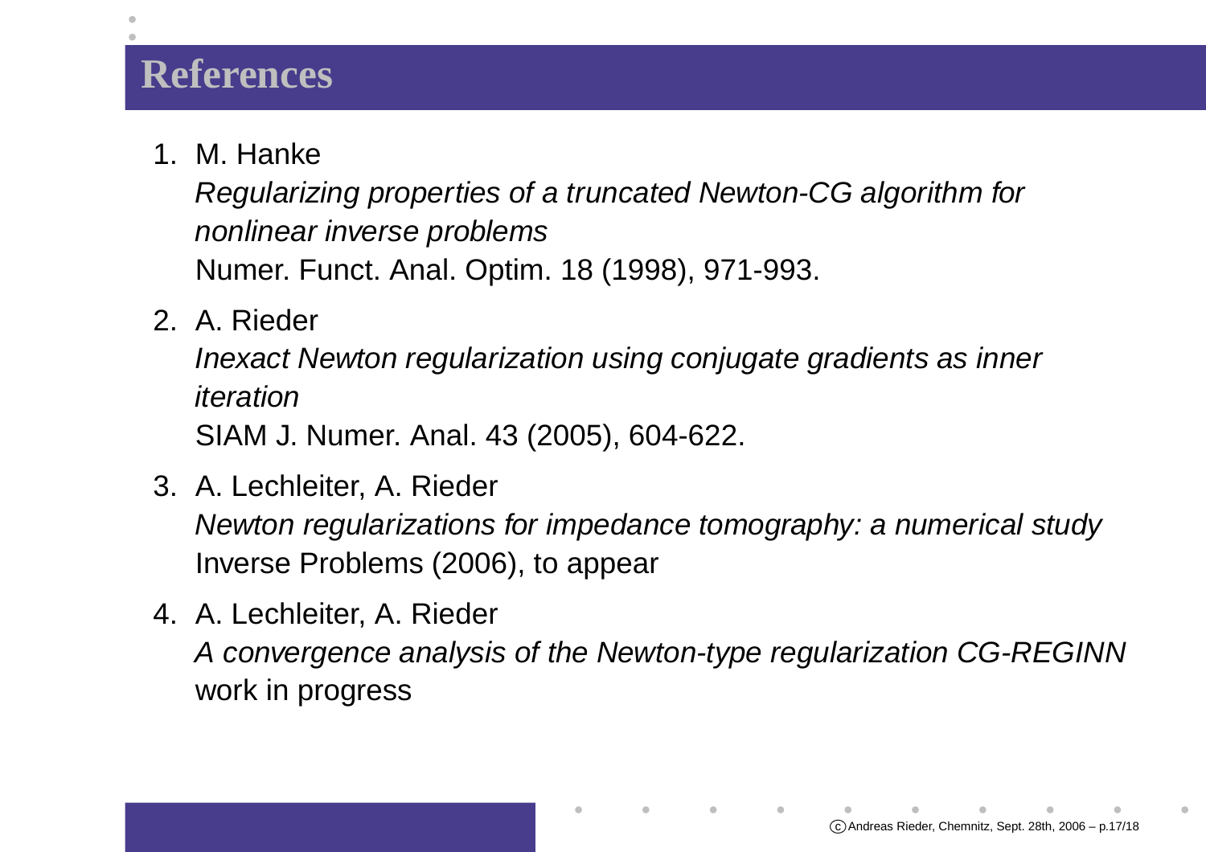# References

1. M. Hanke
   *Regularizing properties of a truncated Newton-CG algorithm for nonlinear inverse problems*
   Numer. Funct. Anal. Optim. 18 (1998), 971-993.
2. A. Rieder
   *Inexact Newton regularization using conjugate gradients as inner iteration*
   SIAM J. Numer. Anal. 43 (2005), 604-622.
3. A. Lechleiter, A. Rieder
   *Newton regularizations for impedance tomography: a numerical study*
   Inverse Problems (2006), to appear
4. A. Lechleiter, A. Rieder
   *A convergence analysis of the Newton-type regularization CG-REGINN*
   work in progress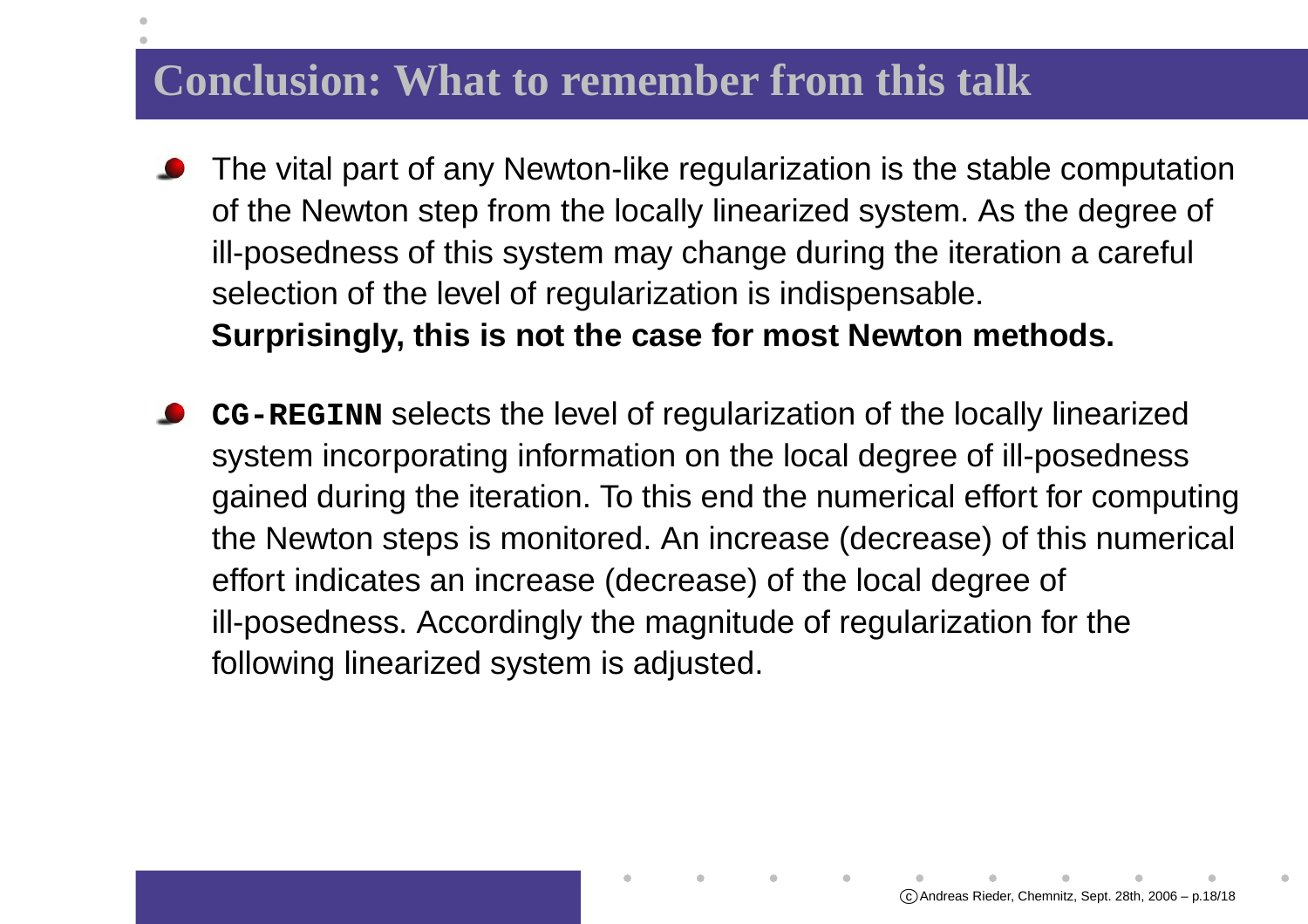# Conclusion: What to remember from this talk

- The vital part of any Newton-like regularization is the stable computation of the Newton step from the locally linearized system. As the degree of ill-posedness of this system may change during the iteration a careful selection of the level of regularization is indispensable.
  **Surprisingly, this is not the case for most Newton methods.**

- `CG-REGINN` selects the level of regularization of the locally linearized system incorporating information on the local degree of ill-posedness gained during the iteration. To this end the numerical effort for computing the Newton steps is monitored. An increase (decrease) of this numerical effort indicates an increase (decrease) of the local degree of ill-posedness. Accordingly the magnitude of regularization for the following linearized system is adjusted.